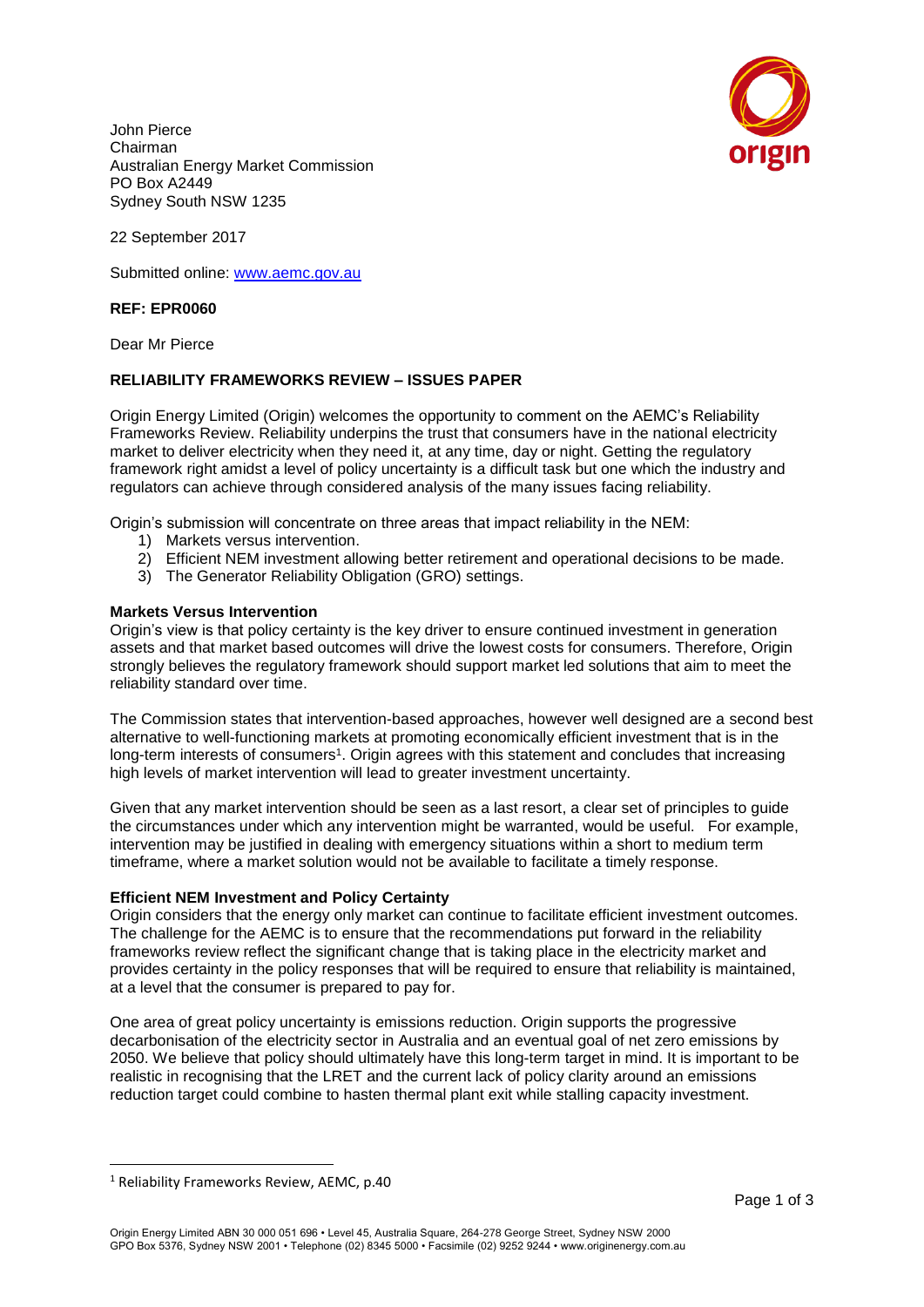John Pierce
Chairman
Australian Energy Market Commission
PO Box A2449
Sydney South NSW 1235

22 September 2017

Submitted online: www.aemc.gov.au

**REF: EPR0060**

Dear Mr Pierce

**RELIABILITY FRAMEWORKS REVIEW – ISSUES PAPER**

Origin Energy Limited (Origin) welcomes the opportunity to comment on the AEMC's Reliability Frameworks Review. Reliability underpins the trust that consumers have in the national electricity market to deliver electricity when they need it, at any time, day or night. Getting the regulatory framework right amidst a level of policy uncertainty is a difficult task but one which the industry and regulators can achieve through considered analysis of the many issues facing reliability.

Origin's submission will concentrate on three areas that impact reliability in the NEM:

1) Markets versus intervention.
2) Efficient NEM investment allowing better retirement and operational decisions to be made.
3) The Generator Reliability Obligation (GRO) settings.

**Markets Versus Intervention**

Origin's view is that policy certainty is the key driver to ensure continued investment in generation assets and that market based outcomes will drive the lowest costs for consumers. Therefore, Origin strongly believes the regulatory framework should support market led solutions that aim to meet the reliability standard over time.

The Commission states that intervention-based approaches, however well designed are a second best alternative to well-functioning markets at promoting economically efficient investment that is in the long-term interests of consumers[1]. Origin agrees with this statement and concludes that increasing high levels of market intervention will lead to greater investment uncertainty.

Given that any market intervention should be seen as a last resort, a clear set of principles to guide the circumstances under which any intervention might be warranted, would be useful. For example, intervention may be justified in dealing with emergency situations within a short to medium term timeframe, where a market solution would not be available to facilitate a timely response.

**Efficient NEM Investment and Policy Certainty**

Origin considers that the energy only market can continue to facilitate efficient investment outcomes. The challenge for the AEMC is to ensure that the recommendations put forward in the reliability frameworks review reflect the significant change that is taking place in the electricity market and provides certainty in the policy responses that will be required to ensure that reliability is maintained, at a level that the consumer is prepared to pay for.

One area of great policy uncertainty is emissions reduction. Origin supports the progressive decarbonisation of the electricity sector in Australia and an eventual goal of net zero emissions by 2050. We believe that policy should ultimately have this long-term target in mind. It is important to be realistic in recognising that the LRET and the current lack of policy clarity around an emissions reduction target could combine to hasten thermal plant exit while stalling capacity investment.

[1] Reliability Frameworks Review, AEMC, p.40

Origin Energy Limited ABN 30 000 051 696 • Level 45, Australia Square, 264-278 George Street, Sydney NSW 2000
GPO Box 5376, Sydney NSW 2001 • Telephone (02) 8345 5000 • Facsimile (02) 9252 9244 • www.originenergy.com.au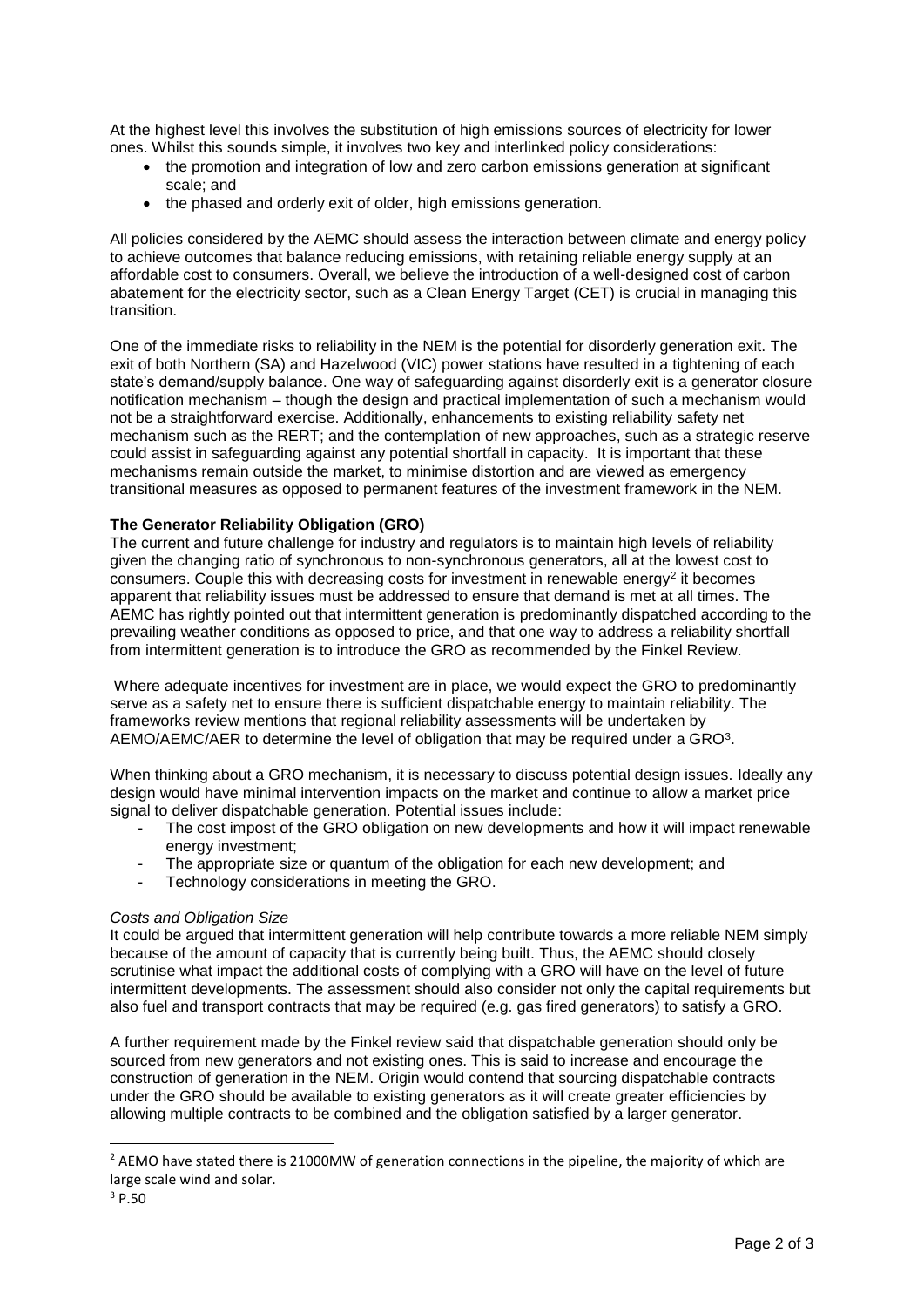At the highest level this involves the substitution of high emissions sources of electricity for lower ones. Whilst this sounds simple, it involves two key and interlinked policy considerations:

- the promotion and integration of low and zero carbon emissions generation at significant scale; and
- the phased and orderly exit of older, high emissions generation.

All policies considered by the AEMC should assess the interaction between climate and energy policy to achieve outcomes that balance reducing emissions, with retaining reliable energy supply at an affordable cost to consumers. Overall, we believe the introduction of a well-designed cost of carbon abatement for the electricity sector, such as a Clean Energy Target (CET) is crucial in managing this transition.

One of the immediate risks to reliability in the NEM is the potential for disorderly generation exit. The exit of both Northern (SA) and Hazelwood (VIC) power stations have resulted in a tightening of each state's demand/supply balance. One way of safeguarding against disorderly exit is a generator closure notification mechanism – though the design and practical implementation of such a mechanism would not be a straightforward exercise. Additionally, enhancements to existing reliability safety net mechanism such as the RERT; and the contemplation of new approaches, such as a strategic reserve could assist in safeguarding against any potential shortfall in capacity. It is important that these mechanisms remain outside the market, to minimise distortion and are viewed as emergency transitional measures as opposed to permanent features of the investment framework in the NEM.

**The Generator Reliability Obligation (GRO)**

The current and future challenge for industry and regulators is to maintain high levels of reliability given the changing ratio of synchronous to non-synchronous generators, all at the lowest cost to consumers. Couple this with decreasing costs for investment in renewable energy[2] it becomes apparent that reliability issues must be addressed to ensure that demand is met at all times. The AEMC has rightly pointed out that intermittent generation is predominantly dispatched according to the prevailing weather conditions as opposed to price, and that one way to address a reliability shortfall from intermittent generation is to introduce the GRO as recommended by the Finkel Review.

Where adequate incentives for investment are in place, we would expect the GRO to predominantly serve as a safety net to ensure there is sufficient dispatchable energy to maintain reliability. The frameworks review mentions that regional reliability assessments will be undertaken by AEMO/AEMC/AER to determine the level of obligation that may be required under a GRO[3].

When thinking about a GRO mechanism, it is necessary to discuss potential design issues. Ideally any design would have minimal intervention impacts on the market and continue to allow a market price signal to deliver dispatchable generation. Potential issues include:

- The cost impost of the GRO obligation on new developments and how it will impact renewable energy investment;
- The appropriate size or quantum of the obligation for each new development; and
- Technology considerations in meeting the GRO.

*Costs and Obligation Size*

It could be argued that intermittent generation will help contribute towards a more reliable NEM simply because of the amount of capacity that is currently being built. Thus, the AEMC should closely scrutinise what impact the additional costs of complying with a GRO will have on the level of future intermittent developments. The assessment should also consider not only the capital requirements but also fuel and transport contracts that may be required (e.g. gas fired generators) to satisfy a GRO.

A further requirement made by the Finkel review said that dispatchable generation should only be sourced from new generators and not existing ones. This is said to increase and encourage the construction of generation in the NEM. Origin would contend that sourcing dispatchable contracts under the GRO should be available to existing generators as it will create greater efficiencies by allowing multiple contracts to be combined and the obligation satisfied by a larger generator.

---

[2] AEMO have stated there is 21000MW of generation connections in the pipeline, the majority of which are large scale wind and solar.

[3] P.50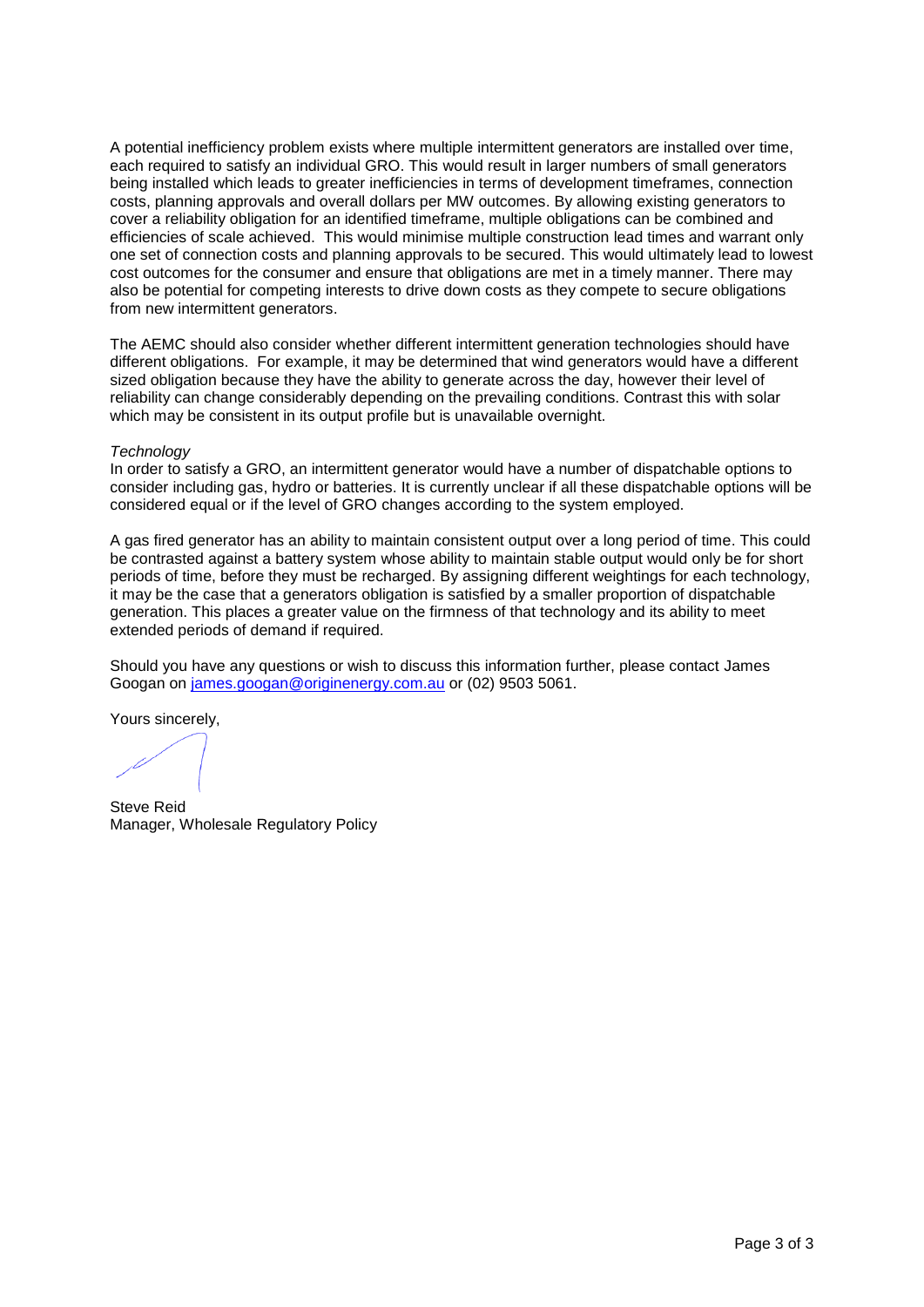A potential inefficiency problem exists where multiple intermittent generators are installed over time, each required to satisfy an individual GRO. This would result in larger numbers of small generators being installed which leads to greater inefficiencies in terms of development timeframes, connection costs, planning approvals and overall dollars per MW outcomes. By allowing existing generators to cover a reliability obligation for an identified timeframe, multiple obligations can be combined and efficiencies of scale achieved. This would minimise multiple construction lead times and warrant only one set of connection costs and planning approvals to be secured. This would ultimately lead to lowest cost outcomes for the consumer and ensure that obligations are met in a timely manner. There may also be potential for competing interests to drive down costs as they compete to secure obligations from new intermittent generators.

The AEMC should also consider whether different intermittent generation technologies should have different obligations. For example, it may be determined that wind generators would have a different sized obligation because they have the ability to generate across the day, however their level of reliability can change considerably depending on the prevailing conditions. Contrast this with solar which may be consistent in its output profile but is unavailable overnight.

*Technology*

In order to satisfy a GRO, an intermittent generator would have a number of dispatchable options to consider including gas, hydro or batteries. It is currently unclear if all these dispatchable options will be considered equal or if the level of GRO changes according to the system employed.

A gas fired generator has an ability to maintain consistent output over a long period of time. This could be contrasted against a battery system whose ability to maintain stable output would only be for short periods of time, before they must be recharged. By assigning different weightings for each technology, it may be the case that a generators obligation is satisfied by a smaller proportion of dispatchable generation. This places a greater value on the firmness of that technology and its ability to meet extended periods of demand if required.

Should you have any questions or wish to discuss this information further, please contact James Googan on james.googan@originenergy.com.au or (02) 9503 5061.

Yours sincerely,

Steve Reid
Manager, Wholesale Regulatory Policy